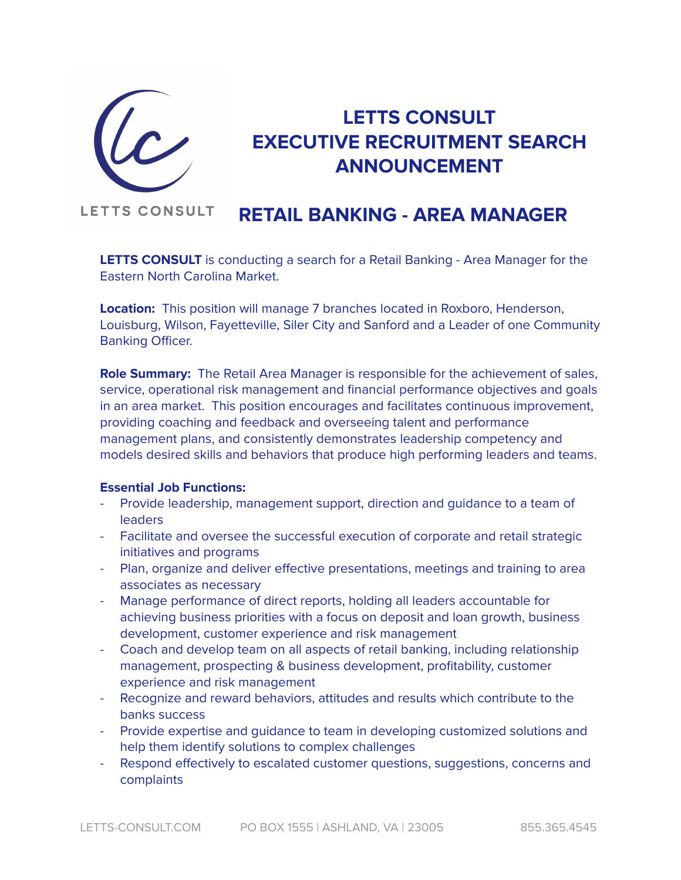# LETTS CONSULT EXECUTIVE RECRUITMENT SEARCH ANNOUNCEMENT

## RETAIL BANKING - AREA MANAGER

**LETTS CONSULT** is conducting a search for a Retail Banking - Area Manager for the Eastern North Carolina Market.

**Location:** This position will manage 7 branches located in Roxboro, Henderson, Louisburg, Wilson, Fayetteville, Siler City and Sanford and a Leader of one Community Banking Officer.

**Role Summary:** The Retail Area Manager is responsible for the achievement of sales, service, operational risk management and financial performance objectives and goals in an area market. This position encourages and facilitates continuous improvement, providing coaching and feedback and overseeing talent and performance management plans, and consistently demonstrates leadership competency and models desired skills and behaviors that produce high performing leaders and teams.

**Essential Job Functions:**

- Provide leadership, management support, direction and guidance to a team of leaders
- Facilitate and oversee the successful execution of corporate and retail strategic initiatives and programs
- Plan, organize and deliver effective presentations, meetings and training to area associates as necessary
- Manage performance of direct reports, holding all leaders accountable for achieving business priorities with a focus on deposit and loan growth, business development, customer experience and risk management
- Coach and develop team on all aspects of retail banking, including relationship management, prospecting & business development, profitability, customer experience and risk management
- Recognize and reward behaviors, attitudes and results which contribute to the banks success
- Provide expertise and guidance to team in developing customized solutions and help them identify solutions to complex challenges
- Respond effectively to escalated customer questions, suggestions, concerns and complaints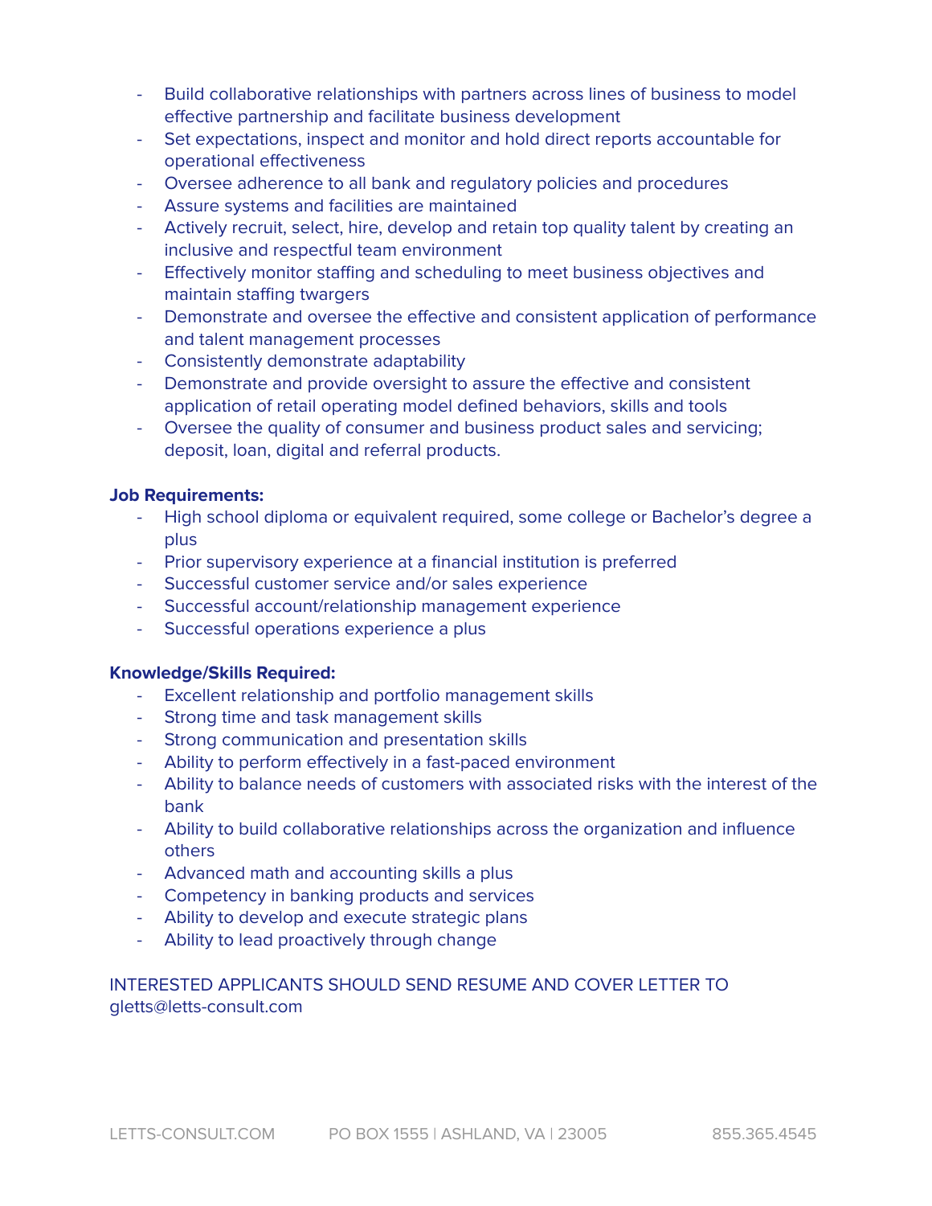- Build collaborative relationships with partners across lines of business to model effective partnership and facilitate business development
- Set expectations, inspect and monitor and hold direct reports accountable for operational effectiveness
- Oversee adherence to all bank and regulatory policies and procedures
- Assure systems and facilities are maintained
- Actively recruit, select, hire, develop and retain top quality talent by creating an inclusive and respectful team environment
- Effectively monitor staffing and scheduling to meet business objectives and maintain staffing twargers
- Demonstrate and oversee the effective and consistent application of performance and talent management processes
- Consistently demonstrate adaptability
- Demonstrate and provide oversight to assure the effective and consistent application of retail operating model defined behaviors, skills and tools
- Oversee the quality of consumer and business product sales and servicing; deposit, loan, digital and referral products.

**Job Requirements:**

- High school diploma or equivalent required, some college or Bachelor's degree a plus
- Prior supervisory experience at a financial institution is preferred
- Successful customer service and/or sales experience
- Successful account/relationship management experience
- Successful operations experience a plus

**Knowledge/Skills Required:**

- Excellent relationship and portfolio management skills
- Strong time and task management skills
- Strong communication and presentation skills
- Ability to perform effectively in a fast-paced environment
- Ability to balance needs of customers with associated risks with the interest of the bank
- Ability to build collaborative relationships across the organization and influence others
- Advanced math and accounting skills a plus
- Competency in banking products and services
- Ability to develop and execute strategic plans
- Ability to lead proactively through change

INTERESTED APPLICANTS SHOULD SEND RESUME AND COVER LETTER TO gletts@letts-consult.com